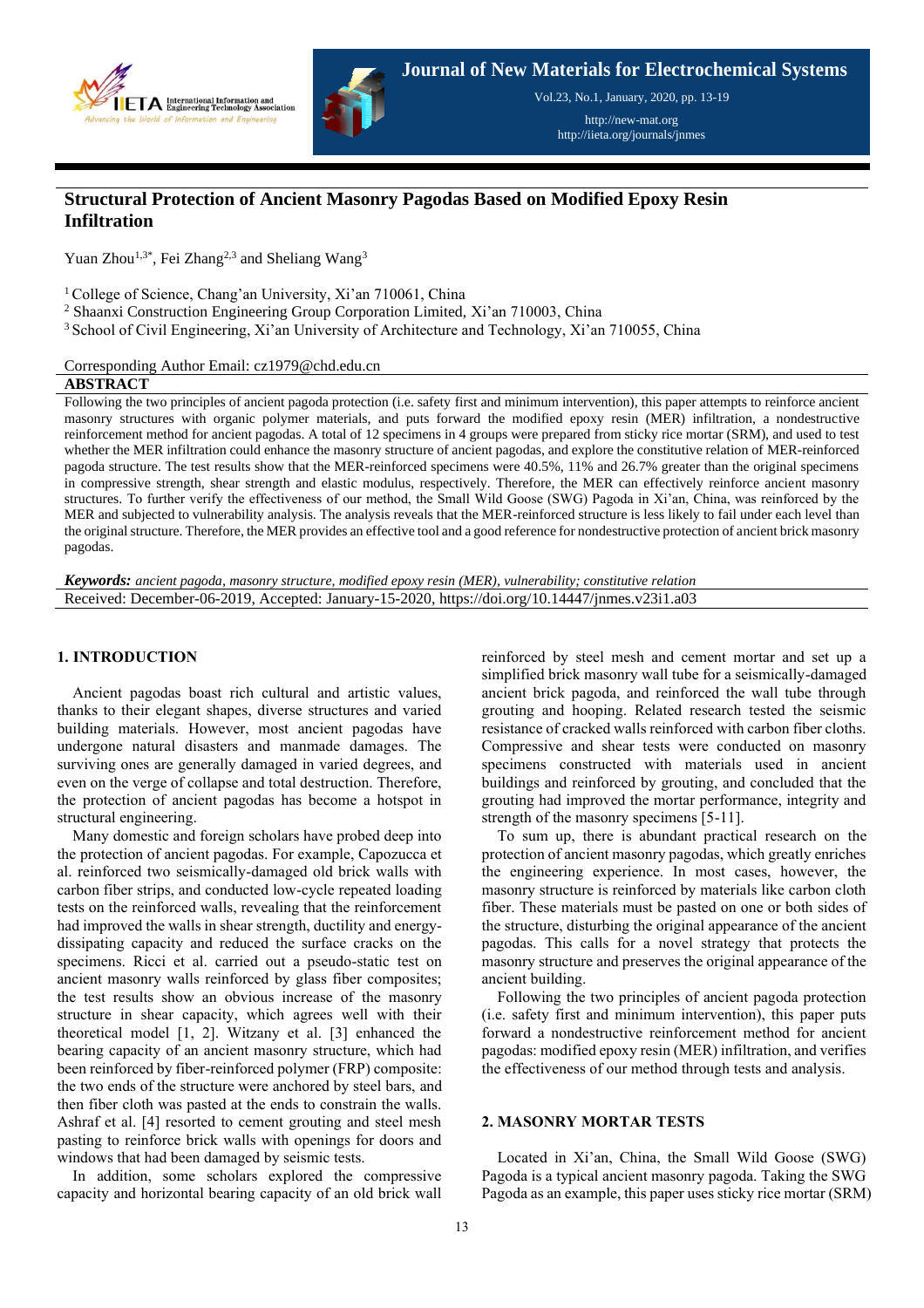# Structural Protection of Ancient Masonry Pagodas Based on Modified Epoxy Resin Infiltration

Yuan Zhou[1,3*], Fei Zhang[2,3] and Sheliang Wang[3]

[1] College of Science, Chang'an University, Xi'an 710061, China
[2] Shaanxi Construction Engineering Group Corporation Limited, Xi'an 710003, China
[3] School of Civil Engineering, Xi'an University of Architecture and Technology, Xi'an 710055, China

Corresponding Author Email: cz1979@chd.edu.cn

## ABSTRACT

Following the two principles of ancient pagoda protection (i.e. safety first and minimum intervention), this paper attempts to reinforce ancient masonry structures with organic polymer materials, and puts forward the modified epoxy resin (MER) infiltration, a nondestructive reinforcement method for ancient pagodas. A total of 12 specimens in 4 groups were prepared from sticky rice mortar (SRM), and used to test whether the MER infiltration could enhance the masonry structure of ancient pagodas, and explore the constitutive relation of MER-reinforced pagoda structure. The test results show that the MER-reinforced specimens were 40.5%, 11% and 26.7% greater than the original specimens in compressive strength, shear strength and elastic modulus, respectively. Therefore, the MER can effectively reinforce ancient masonry structures. To further verify the effectiveness of our method, the Small Wild Goose (SWG) Pagoda in Xi'an, China, was reinforced by the MER and subjected to vulnerability analysis. The analysis reveals that the MER-reinforced structure is less likely to fail under each level than the original structure. Therefore, the MER provides an effective tool and a good reference for nondestructive protection of ancient brick masonry pagodas.

***Keywords:*** *ancient pagoda, masonry structure, modified epoxy resin (MER), vulnerability; constitutive relation*

Received: December-06-2019, Accepted: January-15-2020, https://doi.org/10.14447/jnmes.v23i1.a03

## 1. INTRODUCTION

Ancient pagodas boast rich cultural and artistic values, thanks to their elegant shapes, diverse structures and varied building materials. However, most ancient pagodas have undergone natural disasters and manmade damages. The surviving ones are generally damaged in varied degrees, and even on the verge of collapse and total destruction. Therefore, the protection of ancient pagodas has become a hotspot in structural engineering.

Many domestic and foreign scholars have probed deep into the protection of ancient pagodas. For example, Capozucca et al. reinforced two seismically-damaged old brick walls with carbon fiber strips, and conducted low-cycle repeated loading tests on the reinforced walls, revealing that the reinforcement had improved the walls in shear strength, ductility and energy-dissipating capacity and reduced the surface cracks on the specimens. Ricci et al. carried out a pseudo-static test on ancient masonry walls reinforced by glass fiber composites; the test results show an obvious increase of the masonry structure in shear capacity, which agrees well with their theoretical model [1, 2]. Witzany et al. [3] enhanced the bearing capacity of an ancient masonry structure, which had been reinforced by fiber-reinforced polymer (FRP) composite: the two ends of the structure were anchored by steel bars, and then fiber cloth was pasted at the ends to constrain the walls. Ashraf et al. [4] resorted to cement grouting and steel mesh pasting to reinforce brick walls with openings for doors and windows that had been damaged by seismic tests.

In addition, some scholars explored the compressive capacity and horizontal bearing capacity of an old brick wall reinforced by steel mesh and cement mortar and set up a simplified brick masonry wall tube for a seismically-damaged ancient brick pagoda, and reinforced the wall tube through grouting and hooping. Related research tested the seismic resistance of cracked walls reinforced with carbon fiber cloths. Compressive and shear tests were conducted on masonry specimens constructed with materials used in ancient buildings and reinforced by grouting, and concluded that the grouting had improved the mortar performance, integrity and strength of the masonry specimens [5-11].

To sum up, there is abundant practical research on the protection of ancient masonry pagodas, which greatly enriches the engineering experience. In most cases, however, the masonry structure is reinforced by materials like carbon cloth fiber. These materials must be pasted on one or both sides of the structure, disturbing the original appearance of the ancient pagodas. This calls for a novel strategy that protects the masonry structure and preserves the original appearance of the ancient building.

Following the two principles of ancient pagoda protection (i.e. safety first and minimum intervention), this paper puts forward a nondestructive reinforcement method for ancient pagodas: modified epoxy resin (MER) infiltration, and verifies the effectiveness of our method through tests and analysis.

## 2. MASONRY MORTAR TESTS

Located in Xi'an, China, the Small Wild Goose (SWG) Pagoda is a typical ancient masonry pagoda. Taking the SWG Pagoda as an example, this paper uses sticky rice mortar (SRM)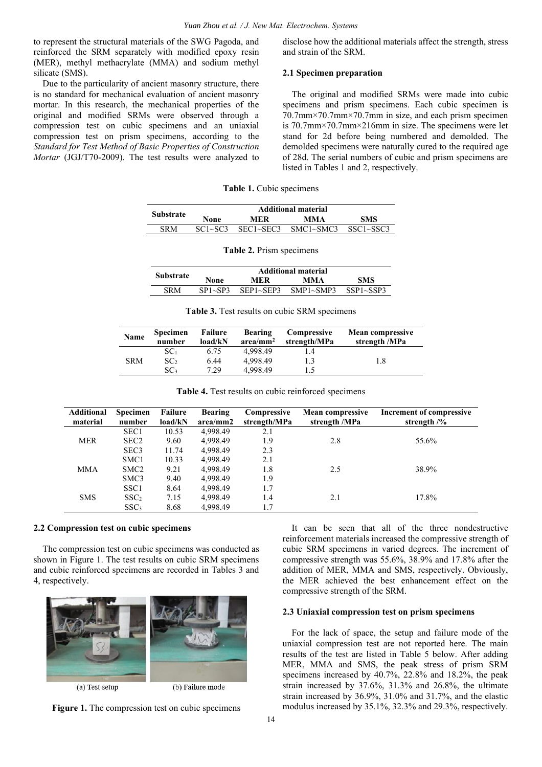to represent the structural materials of the SWG Pagoda, and reinforced the SRM separately with modified epoxy resin (MER), methyl methacrylate (MMA) and sodium methyl silicate (SMS).

Due to the particularity of ancient masonry structure, there is no standard for mechanical evaluation of ancient masonry mortar. In this research, the mechanical properties of the original and modified SRMs were observed through a compression test on cubic specimens and an uniaxial compression test on prism specimens, according to the *Standard for Test Method of Basic Properties of Construction Mortar* (JGJ/T70-2009). The test results were analyzed to disclose how the additional materials affect the strength, stress and strain of the SRM.

### 2.1 Specimen preparation

The original and modified SRMs were made into cubic specimens and prism specimens. Each cubic specimen is 70.7mm×70.7mm×70.7mm in size, and each prism specimen is 70.7mm×70.7mm×216mm in size. The specimens were let stand for 2d before being numbered and demolded. The demolded specimens were naturally cured to the required age of 28d. The serial numbers of cubic and prism specimens are listed in Tables 1 and 2, respectively.

**Table 1.** Cubic specimens

| Substrate | Additional material | | | |
|---|---|---|---|---|
| | None | MER | MMA | SMS |
| SRM | SC1~SC3 | SEC1~SEC3 | SMC1~SMC3 | SSC1~SSC3 |

**Table 2.** Prism specimens

| Substrate | Additional material | | | |
|---|---|---|---|---|
| | None | MER | MMA | SMS |
| SRM | SP1~SP3 | SEP1~SEP3 | SMP1~SMP3 | SSP1~SSP3 |

**Table 3.** Test results on cubic SRM specimens

| Name | Specimen number | Failure load/kN | Bearing area/mm² | Compressive strength/MPa | Mean compressive strength /MPa |
|---|---|---|---|---|---|
| | $SC_1$ | 6.75 | 4,998.49 | 1.4 | |
| SRM | $SC_2$ | 6.44 | 4,998.49 | 1.3 | 1.8 |
| | $SC_3$ | 7.29 | 4,998.49 | 1.5 | |

**Table 4.** Test results on cubic reinforced specimens

| Additional material | Specimen number | Failure load/kN | Bearing area/mm2 | Compressive strength/MPa | Mean compressive strength /MPa | Increment of compressive strength /% |
|---|---|---|---|---|---|---|
| | SEC1 | 10.53 | 4,998.49 | 2.1 | | |
| MER | SEC2 | 9.60 | 4,998.49 | 1.9 | 2.8 | 55.6% |
| | SEC3 | 11.74 | 4,998.49 | 2.3 | | |
| | SMC1 | 10.33 | 4,998.49 | 2.1 | | |
| MMA | SMC2 | 9.21 | 4,998.49 | 1.8 | 2.5 | 38.9% |
| | SMC3 | 9.40 | 4,998.49 | 1.9 | | |
| | SSC1 | 8.64 | 4,998.49 | 1.7 | | |
| SMS | $SSC_2$ | 7.15 | 4,998.49 | 1.4 | 2.1 | 17.8% |
| | $SSC_3$ | 8.68 | 4,998.49 | 1.7 | | |

### 2.2 Compression test on cubic specimens

The compression test on cubic specimens was conducted as shown in Figure 1. The test results on cubic SRM specimens and cubic reinforced specimens are recorded in Tables 3 and 4, respectively.

(a) Test setup (b) Failure mode

**Figure 1.** The compression test on cubic specimens

It can be seen that all of the three nondestructive reinforcement materials increased the compressive strength of cubic SRM specimens in varied degrees. The increment of compressive strength was 55.6%, 38.9% and 17.8% after the addition of MER, MMA and SMS, respectively. Obviously, the MER achieved the best enhancement effect on the compressive strength of the SRM.

### 2.3 Uniaxial compression test on prism specimens

For the lack of space, the setup and failure mode of the uniaxial compression test are not reported here. The main results of the test are listed in Table 5 below. After adding MER, MMA and SMS, the peak stress of prism SRM specimens increased by 40.7%, 22.8% and 18.2%, the peak strain increased by 37.6%, 31.3% and 26.8%, the ultimate strain increased by 36.9%, 31.0% and 31.7%, and the elastic modulus increased by 35.1%, 32.3% and 29.3%, respectively.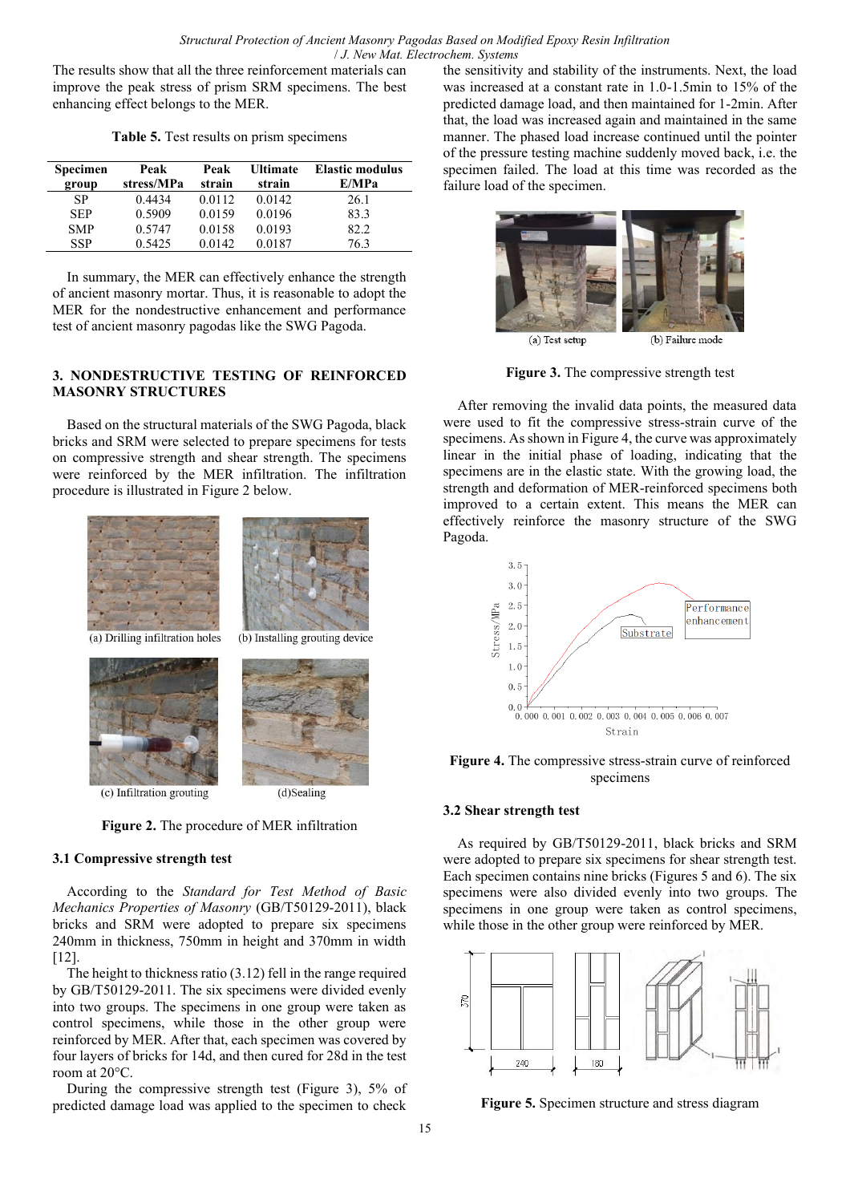The results show that all the three reinforcement materials can improve the peak stress of prism SRM specimens. The best enhancing effect belongs to the MER.

**Table 5.** Test results on prism specimens

| Specimen group | Peak stress/MPa | Peak strain | Ultimate strain | Elastic modulus E/MPa |
|---|---|---|---|---|
| SP | 0.4434 | 0.0112 | 0.0142 | 26.1 |
| SEP | 0.5909 | 0.0159 | 0.0196 | 83.3 |
| SMP | 0.5747 | 0.0158 | 0.0193 | 82.2 |
| SSP | 0.5425 | 0.0142 | 0.0187 | 76.3 |

In summary, the MER can effectively enhance the strength of ancient masonry mortar. Thus, it is reasonable to adopt the MER for the nondestructive enhancement and performance test of ancient masonry pagodas like the SWG Pagoda.

## 3. NONDESTRUCTIVE TESTING OF REINFORCED MASONRY STRUCTURES

Based on the structural materials of the SWG Pagoda, black bricks and SRM were selected to prepare specimens for tests on compressive strength and shear strength. The specimens were reinforced by the MER infiltration. The infiltration procedure is illustrated in Figure 2 below.

(a) Drilling infiltration holes (b) Installing grouting device

(c) Infiltration grouting (d)Sealing

**Figure 2.** The procedure of MER infiltration

### 3.1 Compressive strength test

According to the *Standard for Test Method of Basic Mechanics Properties of Masonry* (GB/T50129-2011), black bricks and SRM were adopted to prepare specimens 240mm in thickness, 750mm in height and 370mm in width [12].

The height to thickness ratio (3.12) fell in the range required by GB/T50129-2011. The six specimens were divided evenly into two groups. The specimens in one group were taken as control specimens, while those in the other group were reinforced by MER. After that, each specimen was covered by four layers of bricks for 14d, and then cured for 28d in the test room at 20°C.

During the compressive strength test (Figure 3), 5% of predicted damage load was applied to the specimen to check the sensitivity and stability of the instruments. Next, the load was increased at a constant rate in 1.0-1.5min to 15% of the predicted damage load, and then maintained for 1-2min. After that, the load was increased again and maintained in the same manner. The phased load increase continued until the pointer of the pressure testing machine suddenly moved back, i.e. the specimen failed. The load at this time was recorded as the failure load of the specimen.

(a) Test setup (b) Failure mode

**Figure 3.** The compressive strength test

After removing the invalid data points, the measured data were used to fit the compressive stress-strain curve of the specimens. As shown in Figure 4, the curve was approximately linear in the initial phase of loading, indicating that the specimens are in the elastic state. With the growing load, the strength and deformation of MER-reinforced specimens both improved to a certain extent. This means the MER can effectively reinforce the masonry structure of the SWG Pagoda.

**Figure 4.** The compressive stress-strain curve of reinforced specimens

### 3.2 Shear strength test

As required by GB/T50129-2011, black bricks and SRM were adopted to prepare six specimens for shear strength test. Each specimen contains nine bricks (Figures 5 and 6). The six specimens were also divided evenly into two groups. The specimens in one group were taken as control specimens, while those in the other group were reinforced by MER.

**Figure 5.** Specimen structure and stress diagram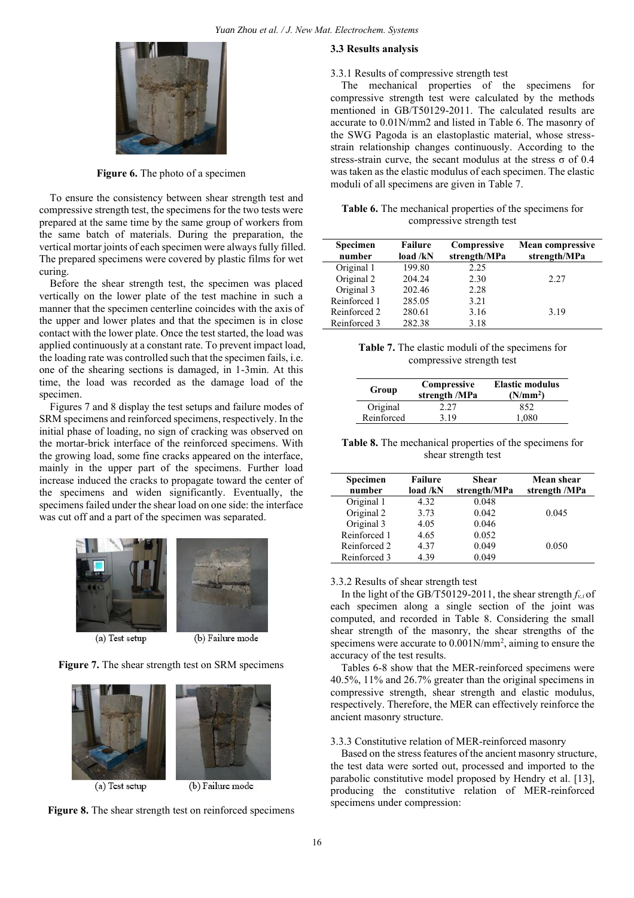**Figure 6.** The photo of a specimen

To ensure the consistency between shear strength test and compressive strength test, the specimens for the two tests were prepared at the same time by the same group of workers from the same batch of materials. During the preparation, the vertical mortar joints of each specimen were always fully filled. The prepared specimens were covered by plastic films for wet curing.

Before the shear strength test, the specimen was placed vertically on the lower plate of the test machine in such a manner that the specimen centerline coincides with the axis of the upper and lower plates and that the specimen is in close contact with the lower plate. Once the test started, the load was applied continuously at a constant rate. To prevent impact load, the loading rate was controlled such that the specimen fails, i.e. one of the shearing sections is damaged, in 1-3min. At this time, the load was recorded as the damage load of the specimen.

Figures 7 and 8 display the test setups and failure modes of SRM specimens and reinforced specimens, respectively. In the initial phase of loading, no sign of cracking was observed on the mortar-brick interface of the reinforced specimens. With the growing load, some fine cracks appeared on the interface, mainly in the upper part of the specimens. Further load increase induced the cracks to propagate toward the center of the specimens and widen significantly. Eventually, the specimens failed under the shear load on one side: the interface was cut off and a part of the specimen was separated.

(a) Test setup (b) Failure mode

**Figure 7.** The shear strength test on SRM specimens

(a) Test setup (b) Failure mode

**Figure 8.** The shear strength test on reinforced specimens

### 3.3 Results analysis

3.3.1 Results of compressive strength test

The mechanical properties of the specimens for compressive strength test were calculated by the methods mentioned in GB/T50129-2011. The calculated results are accurate to 0.01N/mm2 and listed in Table 6. The masonry of the SWG Pagoda is an elastoplastic material, whose stress-strain relationship changes continuously. According to the stress-strain curve, the secant modulus at the stress σ of 0.4 was taken as the elastic modulus of each specimen. The elastic moduli of all specimens are given in Table 7.

**Table 6.** The mechanical properties of the specimens for compressive strength test

| Specimen number | Failure load /kN | Compressive strength/MPa | Mean compressive strength/MPa |
|---|---|---|---|
| Original 1 | 199.80 | 2.25 | |
| Original 2 | 204.24 | 2.30 | 2.27 |
| Original 3 | 202.46 | 2.28 | |
| Reinforced 1 | 285.05 | 3.21 | |
| Reinforced 2 | 280.61 | 3.16 | 3.19 |
| Reinforced 3 | 282.38 | 3.18 | |

**Table 7.** The elastic moduli of the specimens for compressive strength test

| Group | Compressive strength /MPa | Elastic modulus ($N/mm^2$) |
|---|---|---|
| Original | 2.27 | 852 |
| Reinforced | 3.19 | 1,080 |

**Table 8.** The mechanical properties of the specimens for shear strength test

| Specimen number | Failure load /kN | Shear strength/MPa | Mean shear strength /MPa |
|---|---|---|---|
| Original 1 | 4.32 | 0.048 | |
| Original 2 | 3.73 | 0.042 | 0.045 |
| Original 3 | 4.05 | 0.046 | |
| Reinforced 1 | 4.65 | 0.052 | |
| Reinforced 2 | 4.37 | 0.049 | 0.050 |
| Reinforced 3 | 4.39 | 0.049 | |

3.3.2 Results of shear strength test

In the light of the GB/T50129-2011, the shear strength $f_{v,i}$ of each specimen along a single section of the joint was computed, and recorded in Table 8. Considering the small shear strength of the masonry, the shear strengths of the specimens were accurate to $0.001N/mm^2$, aiming to ensure the accuracy of the test results.

Tables 6-8 show that the MER-reinforced specimens were 40.5%, 11% and 26.7% greater than the original specimens in compressive strength, shear strength and elastic modulus, respectively. Therefore, the MER can effectively reinforce the ancient masonry structure.

3.3.3 Constitutive relation of MER-reinforced masonry

Based on the stress features of the ancient masonry structure, the test data were sorted out, processed and imported to the parabolic constitutive model proposed by Hendry et al. [13], producing the constitutive relation of MER-reinforced specimens under compression: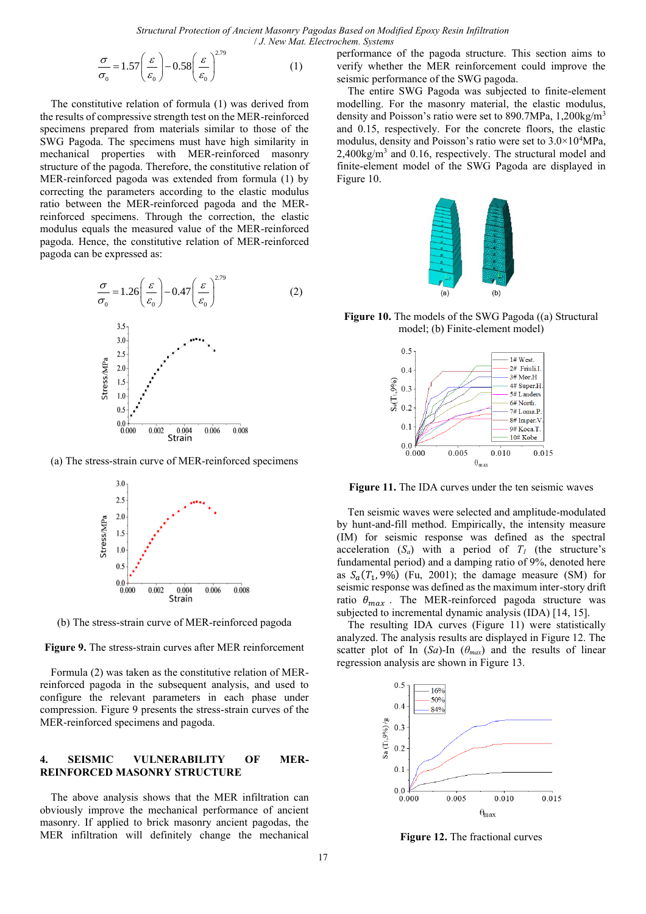$$\frac{\sigma}{\sigma_0}=1.57\left(\frac{\varepsilon}{\varepsilon_0}\right)-0.58\left(\frac{\varepsilon}{\varepsilon_0}\right)^{2.79} \tag{1}$$

The constitutive relation of formula (1) was derived from the results of compressive strength test on the MER-reinforced specimens prepared from materials similar to those of the SWG Pagoda. The specimens must have high similarity in mechanical properties with MER-reinforced masonry structure of the pagoda. Therefore, the constitutive relation of MER-reinforced pagoda was extended from formula (1) by correcting the parameters according to the elastic modulus ratio between the MER-reinforced pagoda and the MER-reinforced specimens. Through the correction, the elastic modulus equals the measured value of the MER-reinforced pagoda. Hence, the constitutive relation of MER-reinforced pagoda can be expressed as:

$$\frac{\sigma}{\sigma_0}=1.26\left(\frac{\varepsilon}{\varepsilon_0}\right)-0.47\left(\frac{\varepsilon}{\varepsilon_0}\right)^{2.79} \tag{2}$$

(a) The stress-strain curve of MER-reinforced specimens

(b) The stress-strain curve of MER-reinforced pagoda

**Figure 9.** The stress-strain curves after MER reinforcement

Formula (2) was taken as the constitutive relation of MER-reinforced pagoda in the subsequent analysis, and used to configure the relevant parameters in each phase under compression. Figure 9 presents the stress-strain curves of the MER-reinforced specimens and pagoda.

## 4. SEISMIC VULNERABILITY OF MER-REINFORCED MASONRY STRUCTURE

The above analysis shows that the MER infiltration can obviously improve the mechanical performance of ancient masonry. If applied to brick masonry ancient pagodas, the MER infiltration will definitely change the mechanical performance of the pagoda structure. This section aims to verify whether the MER reinforcement could improve the seismic performance of the SWG pagoda.

The entire SWG Pagoda was subjected to finite-element modelling. For the masonry material, the elastic modulus, density and Poisson's ratio were set to 890.7MPa, 1,200kg/m$^3$ and 0.15, respectively. For the concrete floors, the elastic modulus, density and Poisson's ratio were set to $3.0\times10^4$MPa, 2,400kg/m$^3$ and 0.16, respectively. The structural model and finite-element model of the SWG Pagoda are displayed in Figure 10.

**Figure 10.** The models of the SWG Pagoda ((a) Structural model; (b) Finite-element model)

**Figure 11.** The IDA curves under the ten seismic waves

Ten seismic waves were selected and amplitude-modulated by hunt-and-fill method. Empirically, the intensity measure (IM) for seismic response was defined as the spectral acceleration ($S_a$) with a period of $T_1$ (the structure's fundamental period) and a damping ratio of 9%, denoted here as $S_a(T_1, 9\%)$ (Fu, 2001); the damage measure (SM) for seismic response was defined as the maximum inter-story drift ratio $\theta_{max}$. The MER-reinforced pagoda structure was subjected to incremental dynamic analysis (IDA) [14, 15].

The resulting IDA curves (Figure 11) were statistically analyzed. The analysis results are displayed in Figure 12. The scatter plot of In ($Sa$)-In ($\theta_{max}$) and the results of linear regression analysis are shown in Figure 13.

**Figure 12.** The fractional curves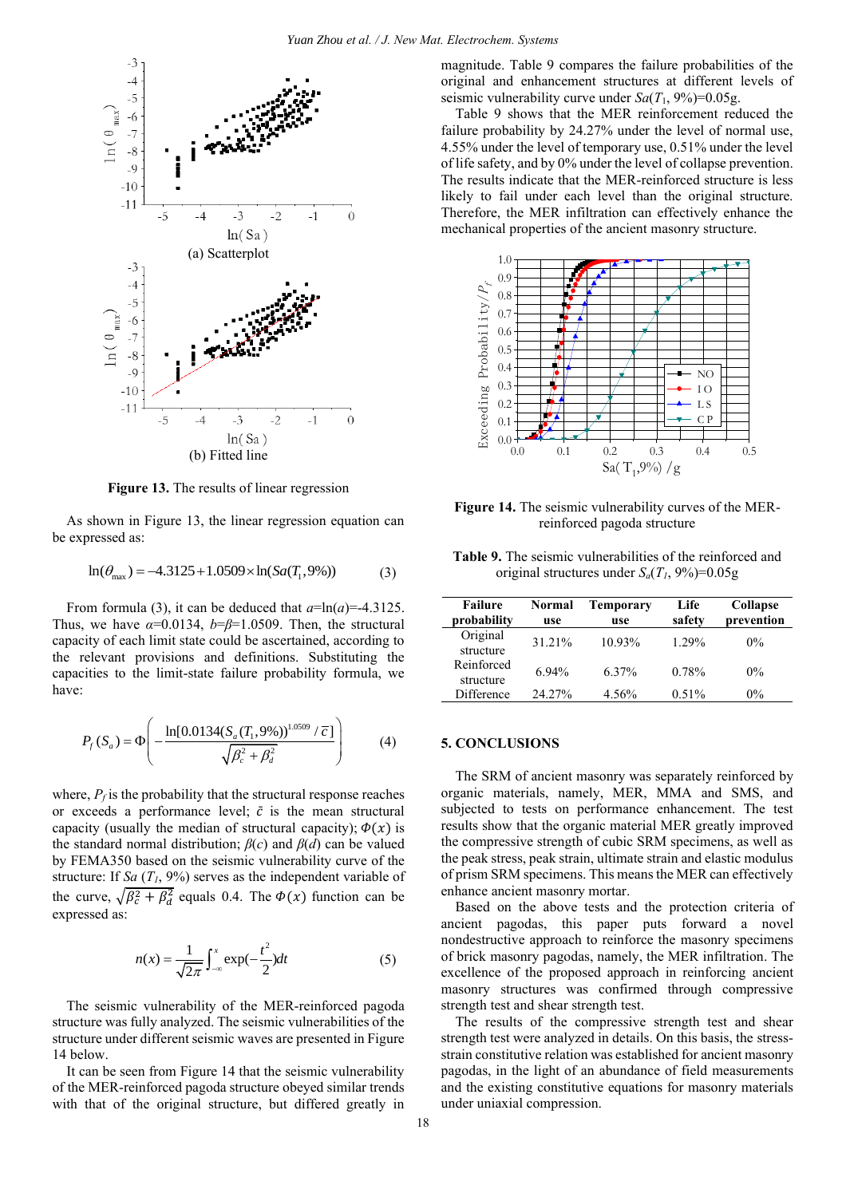Figure 13. The results of linear regression

As shown in Figure 13, the linear regression equation can be expressed as:

$$\ln(\theta_{max}) = -4.3125 + 1.0509 \times \ln(Sa(T_1, 9\%)) \tag{3}$$

From formula (3), it can be deduced that $a$=ln($a$)=-4.3125. Thus, we have $\alpha$=0.0134, $b$=$\beta$=1.0509. Then, the structural capacity of each limit state could be ascertained, according to the relevant provisions and definitions. Substituting the capacities to the limit-state failure probability formula, we have:

$$P_f(S_a) = \Phi\left(-\frac{\ln[0.0134(S_a(T_1, 9\%))^{1.0509} / \bar{c}\,]}{\sqrt{\beta_c^2 + \beta_d^2}}\right) \tag{4}$$

where, $P_f$ is the probability that the structural response reaches or exceeds a performance level; $\bar{c}$ is the mean structural capacity (usually the median of structural capacity); $\Phi(x)$ is the standard normal distribution; $\beta(c)$ and $\beta(d)$ can be valued by FEMA350 based on the seismic vulnerability curve of the structure: If $Sa$ ($T_1$, 9%) serves as the independent variable of the curve, $\sqrt{\beta_c^2 + \beta_d^2}$ equals 0.4. The $\Phi(x)$ function can be expressed as:

$$n(x) = \frac{1}{\sqrt{2\pi}} \int_{-\infty}^{x} \exp\left(-\frac{t^2}{2}\right) dt \tag{5}$$

The seismic vulnerability of the MER-reinforced pagoda structure was fully analyzed. The seismic vulnerabilities of the structure under different seismic waves are presented in Figure 14 below.

It can be seen from Figure 14 that the seismic vulnerability of the MER-reinforced pagoda structure obeyed similar trends with that of the original structure, but differed greatly in magnitude. Table 9 compares the failure probabilities of the original and enhancement structures at different levels of seismic vulnerability curve under $Sa(T_1, 9\%)$=0.05g.

Table 9 shows that the MER reinforcement reduced the failure probability by 24.27% under the level of normal use, 4.55% under the level of temporary use, 0.51% under the level of life safety, and by 0% under the level of collapse prevention. The results indicate that the MER-reinforced structure is less likely to fail under each level than the original structure. Therefore, the MER infiltration can effectively enhance the mechanical properties of the ancient masonry structure.

Figure 14. The seismic vulnerability curves of the MER-reinforced pagoda structure

Table 9. The seismic vulnerabilities of the reinforced and original structures under $S_a(T_1, 9\%)$=0.05g

| Failure probability | Normal use | Temporary use | Life safety | Collapse prevention |
|---|---|---|---|---|
| Original structure | 31.21% | 10.93% | 1.29% | 0% |
| Reinforced structure | 6.94% | 6.37% | 0.78% | 0% |
| Difference | 24.27% | 4.56% | 0.51% | 0% |

## 5. CONCLUSIONS

The SRM of ancient masonry was separately reinforced by organic materials, namely, MER, MMA and SMS, and subjected to tests on performance enhancement. The test results show that the organic material MER greatly improved the compressive strength of cubic SRM specimens, as well as the peak stress, peak strain, ultimate strain and elastic modulus of prism SRM specimens. This means the MER can effectively enhance ancient masonry mortar.

Based on the above tests and the protection criteria of ancient pagodas, this paper puts forward a novel nondestructive approach to reinforce the masonry specimens of brick masonry pagodas, namely, the MER infiltration. The excellence of the proposed approach in reinforcing ancient masonry structures was confirmed through compressive strength test and shear strength test.

The results of the compressive strength test and shear strength test were analyzed in details. On this basis, the stress-strain constitutive relation was established for ancient masonry pagodas, in the light of an abundance of field measurements and the existing constitutive equations for masonry materials under uniaxial compression.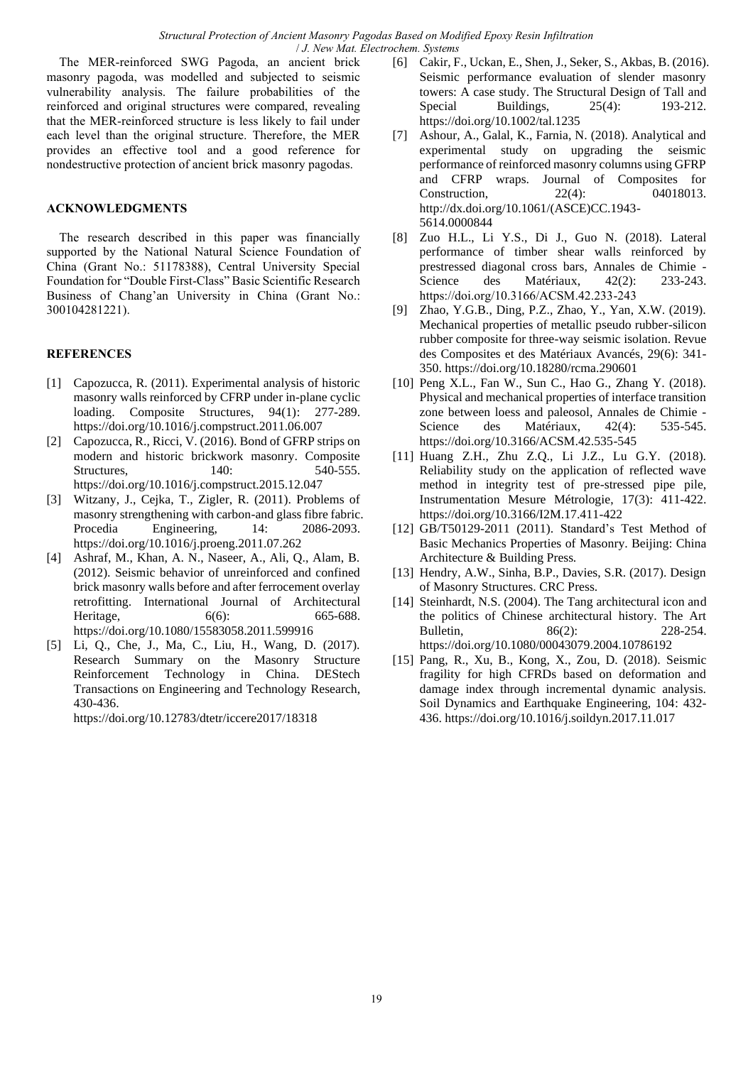The MER-reinforced SWG Pagoda, an ancient brick masonry pagoda, was modelled and subjected to seismic vulnerability analysis. The failure probabilities of the reinforced and original structures were compared, revealing that the MER-reinforced structure is less likely to fail under each level than the original structure. Therefore, the MER provides an effective tool and a good reference for nondestructive protection of ancient brick masonry pagodas.

## ACKNOWLEDGMENTS

The research described in this paper was financially supported by the National Natural Science Foundation of China (Grant No.: 51178388), Central University Special Foundation for "Double First-Class" Basic Scientific Research Business of Chang'an University in China (Grant No.: 300104281221).

## REFERENCES

[1] Capozucca, R. (2011). Experimental analysis of historic masonry walls reinforced by CFRP under in-plane cyclic loading. Composite Structures, 94(1): 277-289. https://doi.org/10.1016/j.compstruct.2011.06.007

[2] Capozucca, R., Ricci, V. (2016). Bond of GFRP strips on modern and historic brickwork masonry. Composite Structures, 140: 540-555. https://doi.org/10.1016/j.compstruct.2015.12.047

[3] Witzany, J., Cejka, T., Zigler, R. (2011). Problems of masonry strengthening with carbon-and glass fibre fabric. Procedia Engineering, 14: 2086-2093. https://doi.org/10.1016/j.proeng.2011.07.262

[4] Ashraf, M., Khan, A. N., Naseer, A., Ali, Q., Alam, B. (2012). Seismic behavior of unreinforced and confined brick masonry walls before and after ferrocement overlay retrofitting. International Journal of Architectural Heritage, 6(6): 665-688. https://doi.org/10.1080/15583058.2011.599916

[5] Li, Q., Che, J., Ma, C., Liu, H., Wang, D. (2017). Research Summary on the Masonry Structure Reinforcement Technology in China. DEStech Transactions on Engineering and Technology Research, 430-436. https://doi.org/10.12783/dtetr/iccere2017/18318

[6] Cakir, F., Uckan, E., Shen, J., Seker, S., Akbas, B. (2016). Seismic performance evaluation of slender masonry towers: A case study. The Structural Design of Tall and Special Buildings, 25(4): 193-212. https://doi.org/10.1002/tal.1235

[7] Ashour, A., Galal, K., Farnia, N. (2018). Analytical and experimental study on upgrading the seismic performance of reinforced masonry columns using GFRP and CFRP wraps. Journal of Composites for Construction, 22(4): 04018013. http://dx.doi.org/10.1061/(ASCE)CC.1943-5614.0000844

[8] Zuo H.L., Li Y.S., Di J., Guo N. (2018). Lateral performance of timber shear walls reinforced by prestressed diagonal cross bars, Annales de Chimie - Science des Matériaux, 42(2): 233-243. https://doi.org/10.3166/ACSM.42.233-243

[9] Zhao, Y.G.B., Ding, P.Z., Zhao, Y., Yan, X.W. (2019). Mechanical properties of metallic pseudo rubber-silicon rubber composite for three-way seismic isolation. Revue des Composites et des Matériaux Avancés, 29(6): 341-350. https://doi.org/10.18280/rcma.290601

[10] Peng X.L., Fan W., Sun C., Hao G., Zhang Y. (2018). Physical and mechanical properties of interface transition zone between loess and paleosol, Annales de Chimie - Science des Matériaux, 42(4): 535-545. https://doi.org/10.3166/ACSM.42.535-545

[11] Huang Z.H., Zhu Z.Q., Li J.Z., Lu G.Y. (2018). Reliability study on the application of reflected wave method in integrity test of pre-stressed pipe pile, Instrumentation Mesure Métrologie, 17(3): 411-422. https://doi.org/10.3166/I2M.17.411-422

[12] GB/T50129-2011 (2011). Standard's Test Method of Basic Mechanics Properties of Masonry. Beijing: China Architecture & Building Press.

[13] Hendry, A.W., Sinha, B.P., Davies, S.R. (2017). Design of Masonry Structures. CRC Press.

[14] Steinhardt, N.S. (2004). The Tang architectural icon and the politics of Chinese architectural history. The Art Bulletin, 86(2): 228-254. https://doi.org/10.1080/00043079.2004.10786192

[15] Pang, R., Xu, B., Kong, X., Zou, D. (2018). Seismic fragility for high CFRDs based on deformation and damage index through incremental dynamic analysis. Soil Dynamics and Earthquake Engineering, 104: 432-436. https://doi.org/10.1016/j.soildyn.2017.11.017